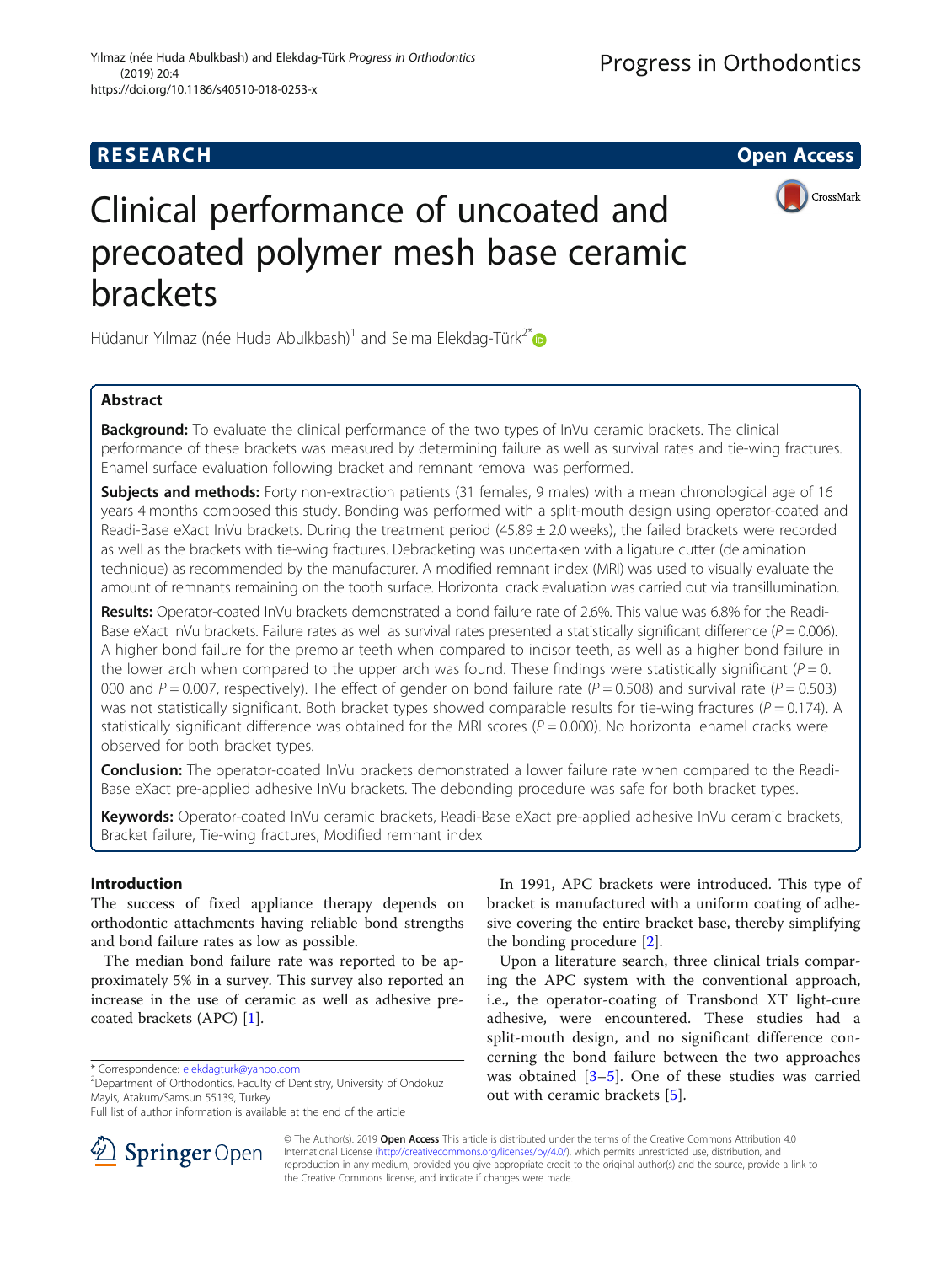RESEARCH Open Access

# Clinical performance of uncoated and precoated polymer mesh base ceramic brackets

Hüdanur Yılmaz (née Huda Abulkbash)[1] and Selma Elekdag-Türk[2*]

## Abstract

**Background:** To evaluate the clinical performance of the two types of InVu ceramic brackets. The clinical performance of these brackets was measured by determining failure as well as survival rates and tie-wing fractures. Enamel surface evaluation following bracket and remnant removal was performed.

**Subjects and methods:** Forty non-extraction patients (31 females, 9 males) with a mean chronological age of 16 years 4 months composed this study. Bonding was performed with a split-mouth design using operator-coated and Readi-Base eXact InVu brackets. During the treatment period (45.89 ± 2.0 weeks), the failed brackets were recorded as well as the brackets with tie-wing fractures. Debracketing was undertaken with a ligature cutter (delamination technique) as recommended by the manufacturer. A modified remnant index (MRI) was used to visually evaluate the amount of remnants remaining on the tooth surface. Horizontal crack evaluation was carried out via transillumination.

**Results:** Operator-coated InVu brackets demonstrated a bond failure rate of 2.6%. This value was 6.8% for the Readi-Base eXact InVu brackets. Failure rates as well as survival rates presented a statistically significant difference ($P = 0.006$). A higher bond failure for the premolar teeth when compared to incisor teeth, as well as a higher bond failure in the lower arch when compared to the upper arch was found. These findings were statistically significant ($P = 0.000$ and $P = 0.007$, respectively). The effect of gender on bond failure rate ($P = 0.508$) and survival rate ($P = 0.503$) was not statistically significant. Both bracket types showed comparable results for tie-wing fractures ($P = 0.174$). A statistically significant difference was obtained for the MRI scores ($P = 0.000$). No horizontal enamel cracks were observed for both bracket types.

**Conclusion:** The operator-coated InVu brackets demonstrated a lower failure rate when compared to the Readi-Base eXact pre-applied adhesive InVu brackets. The debonding procedure was safe for both bracket types.

**Keywords:** Operator-coated InVu ceramic brackets, Readi-Base eXact pre-applied adhesive InVu ceramic brackets, Bracket failure, Tie-wing fractures, Modified remnant index

## Introduction

The success of fixed appliance therapy depends on orthodontic attachments having reliable bond strengths and bond failure rates as low as possible.

The median bond failure rate was reported to be approximately 5% in a survey. This survey also reported an increase in the use of ceramic as well as adhesive precoated brackets (APC) [1].

In 1991, APC brackets were introduced. This type of bracket is manufactured with a uniform coating of adhesive covering the entire bracket base, thereby simplifying the bonding procedure [2].

Upon a literature search, three clinical trials comparing the APC system with the conventional approach, i.e., the operator-coating of Transbond XT light-cure adhesive, were encountered. These studies had a split-mouth design, and no significant difference concerning the bond failure between the two approaches was obtained [3–5]. One of these studies was carried out with ceramic brackets [5].

\* Correspondence: elekdagturk@yahoo.com
[2] Department of Orthodontics, Faculty of Dentistry, University of Ondokuz Mayis, Atakum/Samsun 55139, Turkey
Full list of author information is available at the end of the article

© The Author(s). 2019 **Open Access** This article is distributed under the terms of the Creative Commons Attribution 4.0 International License (http://creativecommons.org/licenses/by/4.0/), which permits unrestricted use, distribution, and reproduction in any medium, provided you give appropriate credit to the original author(s) and the source, provide a link to the Creative Commons license, and indicate if changes were made.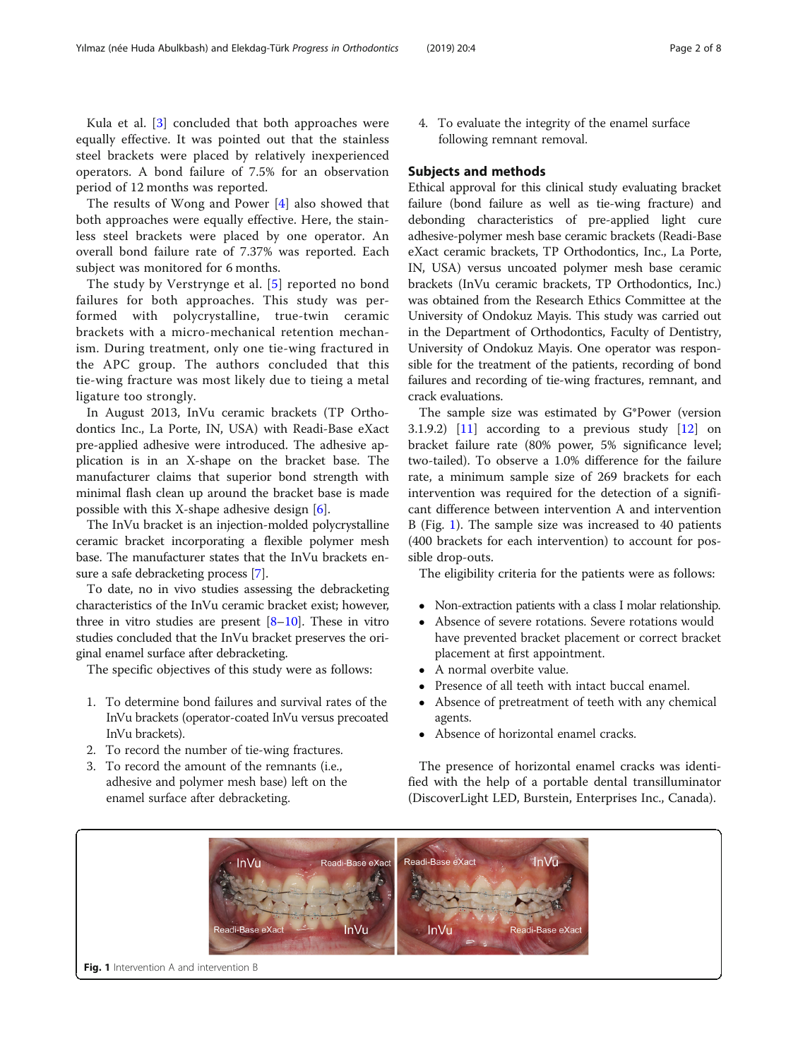Kula et al. [3] concluded that both approaches were equally effective. It was pointed out that the stainless steel brackets were placed by relatively inexperienced operators. A bond failure of 7.5% for an observation period of 12 months was reported.

The results of Wong and Power [4] also showed that both approaches were equally effective. Here, the stainless steel brackets were placed by one operator. An overall bond failure rate of 7.37% was reported. Each subject was monitored for 6 months.

The study by Verstrynge et al. [5] reported no bond failures for both approaches. This study was performed with polycrystalline, true-twin ceramic brackets with a micro-mechanical retention mechanism. During treatment, only one tie-wing fractured in the APC group. The authors concluded that this tie-wing fracture was most likely due to tieing a metal ligature too strongly.

In August 2013, InVu ceramic brackets (TP Orthodontics Inc., La Porte, IN, USA) with Readi-Base eXact pre-applied adhesive were introduced. The adhesive application is in an X-shape on the bracket base. The manufacturer claims that superior bond strength with minimal flash clean up around the bracket base is made possible with this X-shape adhesive design [6].

The InVu bracket is an injection-molded polycrystalline ceramic bracket incorporating a flexible polymer mesh base. The manufacturer states that the InVu brackets ensure a safe debracketing process [7].

To date, no in vivo studies assessing the debracketing characteristics of the InVu ceramic bracket exist; however, three in vitro studies are present [8–10]. These in vitro studies concluded that the InVu bracket preserves the original enamel surface after debracketing.

The specific objectives of this study were as follows:

1. To determine bond failures and survival rates of the InVu brackets (operator-coated InVu versus precoated InVu brackets).
2. To record the number of tie-wing fractures.
3. To record the amount of the remnants (i.e., adhesive and polymer mesh base) left on the enamel surface after debracketing.
4. To evaluate the integrity of the enamel surface following remnant removal.

## Subjects and methods

Ethical approval for this clinical study evaluating bracket failure (bond failure as well as tie-wing fracture) and debonding characteristics of pre-applied light cure adhesive-polymer mesh base ceramic brackets (Readi-Base eXact ceramic brackets, TP Orthodontics, Inc., La Porte, IN, USA) versus uncoated polymer mesh base ceramic brackets (InVu ceramic brackets, TP Orthodontics, Inc.) was obtained from the Research Ethics Committee at the University of Ondokuz Mayis. This study was carried out in the Department of Orthodontics, Faculty of Dentistry, University of Ondokuz Mayis. One operator was responsible for the treatment of the patients, recording of bond failures and recording of tie-wing fractures, remnant, and crack evaluations.

The sample size was estimated by G*Power (version 3.1.9.2) [11] according to a previous study [12] on bracket failure rate (80% power, 5% significance level; two-tailed). To observe a 1.0% difference for the failure rate, a minimum sample size of 269 brackets for each intervention was required for the detection of a significant difference between intervention A and intervention B (Fig. 1). The sample size was increased to 40 patients (400 brackets for each intervention) to account for possible drop-outs.

The eligibility criteria for the patients were as follows:

- Non-extraction patients with a class I molar relationship.
- Absence of severe rotations. Severe rotations would have prevented bracket placement or correct bracket placement at first appointment.
- A normal overbite value.
- Presence of all teeth with intact buccal enamel.
- Absence of pretreatment of teeth with any chemical agents.
- Absence of horizontal enamel cracks.

The presence of horizontal enamel cracks was identified with the help of a portable dental transilluminator (DiscoverLight LED, Burstein, Enterprises Inc., Canada).

**Fig. 1** Intervention A and intervention B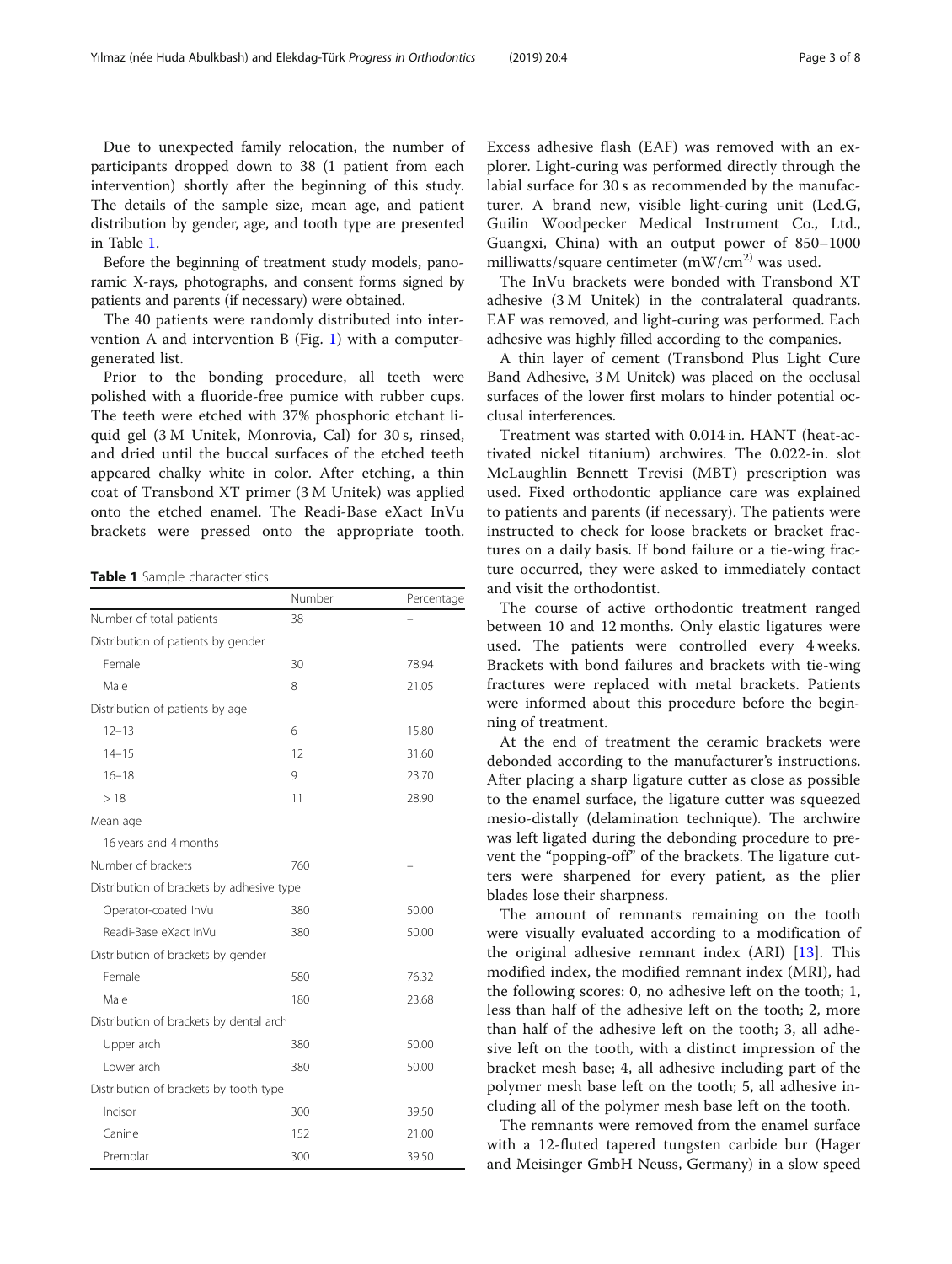Due to unexpected family relocation, the number of participants dropped down to 38 (1 patient from each intervention) shortly after the beginning of this study. The details of the sample size, mean age, and patient distribution by gender, age, and tooth type are presented in Table 1.

Before the beginning of treatment study models, panoramic X-rays, photographs, and consent forms signed by patients and parents (if necessary) were obtained.

The 40 patients were randomly distributed into intervention A and intervention B (Fig. 1) with a computer-generated list.

Prior to the bonding procedure, all teeth were polished with a fluoride-free pumice with rubber cups. The teeth were etched with 37% phosphoric etchant liquid gel (3 M Unitek, Monrovia, Cal) for 30 s, rinsed, and dried until the buccal surfaces of the etched teeth appeared chalky white in color. After etching, a thin coat of Transbond XT primer (3 M Unitek) was applied onto the etched enamel. The Readi-Base eXact InVu brackets were pressed onto the appropriate tooth.

**Table 1** Sample characteristics

| | Number | Percentage |
|---|---|---|
| Number of total patients | 38 | – |
| Distribution of patients by gender | | |
| Female | 30 | 78.94 |
| Male | 8 | 21.05 |
| Distribution of patients by age | | |
| 12–13 | 6 | 15.80 |
| 14–15 | 12 | 31.60 |
| 16–18 | 9 | 23.70 |
| > 18 | 11 | 28.90 |
| Mean age | | |
| 16 years and 4 months | | |
| Number of brackets | 760 | – |
| Distribution of brackets by adhesive type | | |
| Operator-coated InVu | 380 | 50.00 |
| Readi-Base eXact InVu | 380 | 50.00 |
| Distribution of brackets by gender | | |
| Female | 580 | 76.32 |
| Male | 180 | 23.68 |
| Distribution of brackets by dental arch | | |
| Upper arch | 380 | 50.00 |
| Lower arch | 380 | 50.00 |
| Distribution of brackets by tooth type | | |
| Incisor | 300 | 39.50 |
| Canine | 152 | 21.00 |
| Premolar | 300 | 39.50 |

Excess adhesive flash (EAF) was removed with an explorer. Light-curing was performed directly through the labial surface for 30 s as recommended by the manufacturer. A brand new, visible light-curing unit (Led.G, Guilin Woodpecker Medical Instrument Co., Ltd., Guangxi, China) with an output power of 850–1000 milliwatts/square centimeter ($mW/cm^2$) was used.

The InVu brackets were bonded with Transbond XT adhesive (3 M Unitek) in the contralateral quadrants. EAF was removed, and light-curing was performed. Each adhesive was highly filled according to the companies.

A thin layer of cement (Transbond Plus Light Cure Band Adhesive, 3 M Unitek) was placed on the occlusal surfaces of the lower first molars to hinder potential occlusal interferences.

Treatment was started with 0.014 in. HANT (heat-activated nickel titanium) archwires. The 0.022-in. slot McLaughlin Bennett Trevisi (MBT) prescription was used. Fixed orthodontic appliance care was explained to patients and parents (if necessary). The patients were instructed to check for loose brackets or bracket fractures on a daily basis. If bond failure or a tie-wing fracture occurred, they were asked to immediately contact and visit the orthodontist.

The course of active orthodontic treatment ranged between 10 and 12 months. Only elastic ligatures were used. The patients were controlled every 4 weeks. Brackets with bond failures and brackets with tie-wing fractures were replaced with metal brackets. Patients were informed about this procedure before the beginning of treatment.

At the end of treatment the ceramic brackets were debonded according to the manufacturer's instructions. After placing a sharp ligature cutter as close as possible to the enamel surface, the ligature cutter was squeezed mesio-distally (delamination technique). The archwire was left ligated during the debonding procedure to prevent the "popping-off" of the brackets. The ligature cutters were sharpened for every patient, as the plier blades lose their sharpness.

The amount of remnants remaining on the tooth were visually evaluated according to a modification of the original adhesive remnant index (ARI) [13]. This modified index, the modified remnant index (MRI), had the following scores: 0, no adhesive left on the tooth; 1, less than half of the adhesive left on the tooth; 2, more than half of the adhesive left on the tooth; 3, all adhesive left on the tooth, with a distinct impression of the bracket mesh base; 4, all adhesive including part of the polymer mesh base left on the tooth; 5, all adhesive including all of the polymer mesh base left on the tooth.

The remnants were removed from the enamel surface with a 12-fluted tapered tungsten carbide bur (Hager and Meisinger GmbH Neuss, Germany) in a slow speed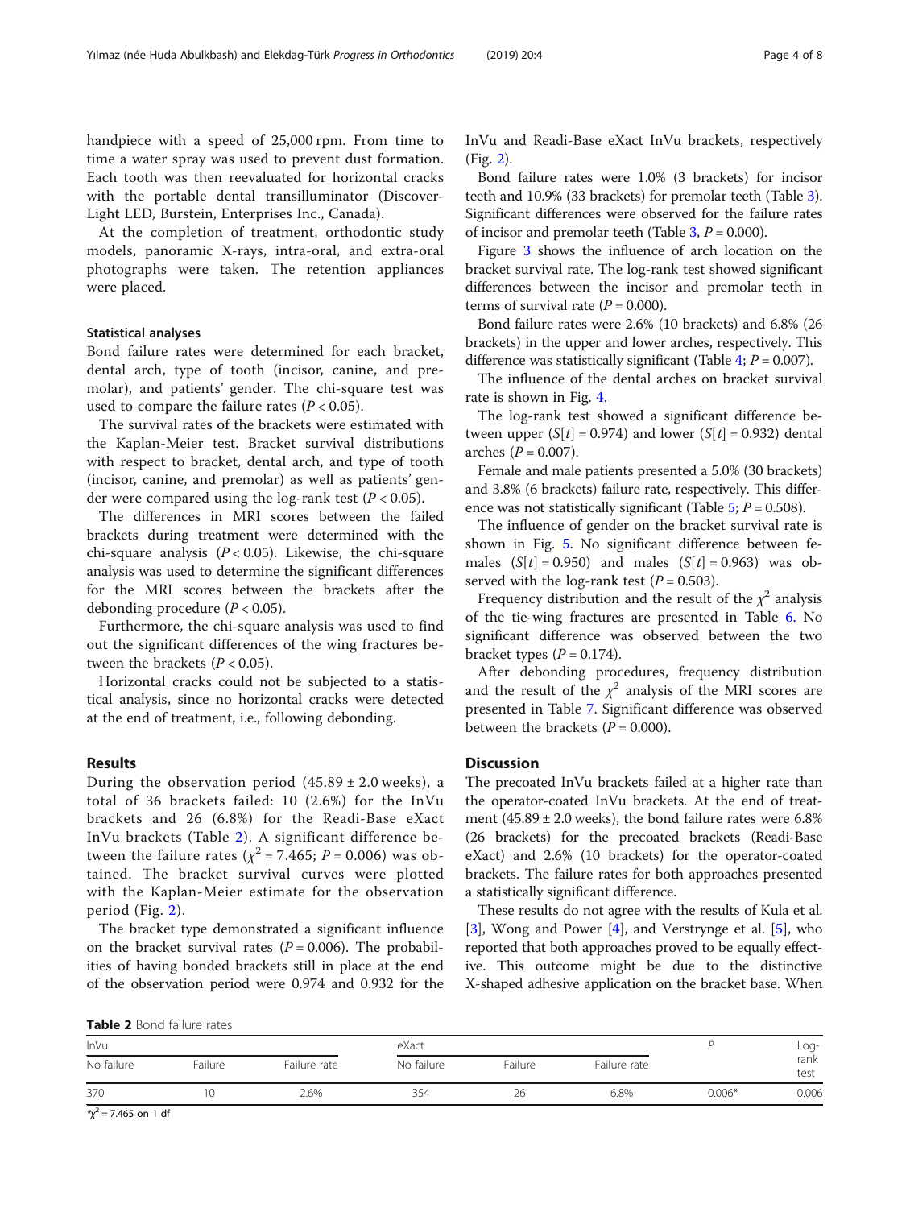handpiece with a speed of 25,000 rpm. From time to time a water spray was used to prevent dust formation. Each tooth was then reevaluated for horizontal cracks with the portable dental transilluminator (Discover-Light LED, Burstein, Enterprises Inc., Canada).

At the completion of treatment, orthodontic study models, panoramic X-rays, intra-oral, and extra-oral photographs were taken. The retention appliances were placed.

#### Statistical analyses

Bond failure rates were determined for each bracket, dental arch, type of tooth (incisor, canine, and premolar), and patients' gender. The chi-square test was used to compare the failure rates ($P < 0.05$).

The survival rates of the brackets were estimated with the Kaplan-Meier test. Bracket survival distributions with respect to bracket, dental arch, and type of tooth (incisor, canine, and premolar) as well as patients' gender were compared using the log-rank test ($P < 0.05$).

The differences in MRI scores between the failed brackets during treatment were determined with the chi-square analysis ($P < 0.05$). Likewise, the chi-square analysis was used to determine the significant differences for the MRI scores between the brackets after the debonding procedure ($P < 0.05$).

Furthermore, the chi-square analysis was used to find out the significant differences of the wing fractures between the brackets ($P < 0.05$).

Horizontal cracks could not be subjected to a statistical analysis, since no horizontal cracks were detected at the end of treatment, i.e., following debonding.

## Results

During the observation period (45.89 ± 2.0 weeks), a total of 36 brackets failed: 10 (2.6%) for the InVu brackets and 26 (6.8%) for the Readi-Base eXact InVu brackets (Table 2). A significant difference between the failure rates ($\chi^2 = 7.465$; $P = 0.006$) was obtained. The bracket survival curves were plotted with the Kaplan-Meier estimate for the observation period (Fig. 2).

The bracket type demonstrated a significant influence on the bracket survival rates ($P = 0.006$). The probabilities of having bonded brackets still in place at the end of the observation period were 0.974 and 0.932 for the InVu and Readi-Base eXact InVu brackets, respectively (Fig. 2).

Bond failure rates were 1.0% (3 brackets) for incisor teeth and 10.9% (33 brackets) for premolar teeth (Table 3). Significant differences were observed for the failure rates of incisor and premolar teeth (Table 3, $P = 0.000$).

Figure 3 shows the influence of arch location on the bracket survival rate. The log-rank test showed significant differences between the incisor and premolar teeth in terms of survival rate ($P = 0.000$).

Bond failure rates were 2.6% (10 brackets) and 6.8% (26 brackets) in the upper and lower arches, respectively. This difference was statistically significant (Table 4; $P = 0.007$).

The influence of the dental arches on bracket survival rate is shown in Fig. 4.

The log-rank test showed a significant difference between upper ($S[t] = 0.974$) and lower ($S[t] = 0.932$) dental arches ($P = 0.007$).

Female and male patients presented a 5.0% (30 brackets) and 3.8% (6 brackets) failure rate, respectively. This difference was not statistically significant (Table 5; $P = 0.508$).

The influence of gender on the bracket survival rate is shown in Fig. 5. No significant difference between females ($S[t] = 0.950$) and males ($S[t] = 0.963$) was observed with the log-rank test ($P = 0.503$).

Frequency distribution and the result of the $\chi^2$ analysis of the tie-wing fractures are presented in Table 6. No significant difference was observed between the two bracket types ($P = 0.174$).

After debonding procedures, frequency distribution and the result of the $\chi^2$ analysis of the MRI scores are presented in Table 7. Significant difference was observed between the brackets ($P = 0.000$).

## Discussion

The precoated InVu brackets failed at a higher rate than the operator-coated InVu brackets. At the end of treatment (45.89 ± 2.0 weeks), the bond failure rates were 6.8% (26 brackets) for the precoated brackets (Readi-Base eXact) and 2.6% (10 brackets) for the operator-coated brackets. The failure rates for both approaches presented a statistically significant difference.

These results do not agree with the results of Kula et al. [3], Wong and Power [4], and Verstrynge et al. [5], who reported that both approaches proved to be equally effective. This outcome might be due to the distinctive X-shaped adhesive application on the bracket base. When

**Table 2** Bond failure rates

| InVu | | | eXact | | | *P* | Log-rank test |
|---|---|---|---|---|---|---|---|
| No failure | Failure | Failure rate | No failure | Failure | Failure rate | | |
| 370 | 10 | 2.6% | 354 | 26 | 6.8% | 0.006* | 0.006 |

*$\chi^2 = 7.465$ on 1 df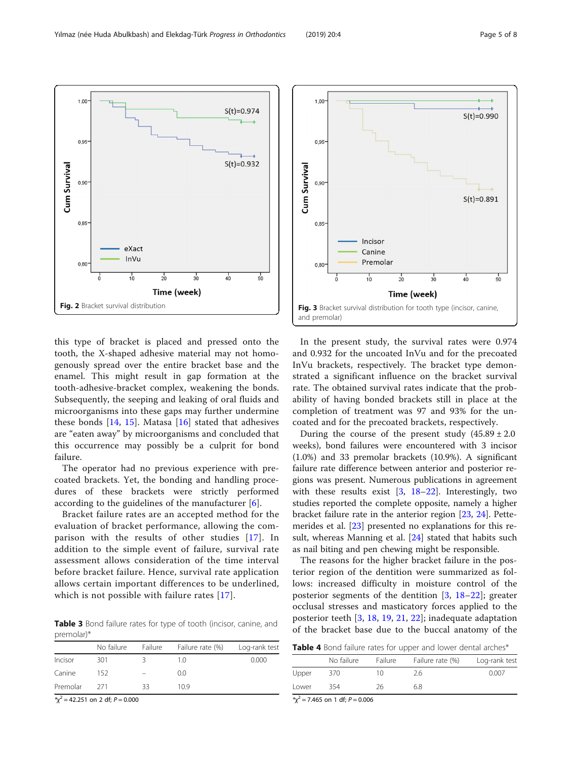Fig. 2 Bracket survival distribution

Fig. 3 Bracket survival distribution for tooth type (incisor, canine, and premolar)

this type of bracket is placed and pressed onto the tooth, the X-shaped adhesive material may not homogenously spread over the entire bracket base and the enamel. This might result in gap formation at the tooth-adhesive-bracket complex, weakening the bonds. Subsequently, the seeping and leaking of oral fluids and microorganisms into these gaps may further undermine these bonds [14, 15]. Matasa [16] stated that adhesives are "eaten away" by microorganisms and concluded that this occurrence may possibly be a culprit for bond failure.

The operator had no previous experience with precoated brackets. Yet, the bonding and handling procedures of these brackets were strictly performed according to the guidelines of the manufacturer [6].

Bracket failure rates are an accepted method for the evaluation of bracket performance, allowing the comparison with the results of other studies [17]. In addition to the simple event of failure, survival rate assessment allows consideration of the time interval before bracket failure. Hence, survival rate application allows certain important differences to be underlined, which is not possible with failure rates [17].

**Table 3** Bond failure rates for type of tooth (incisor, canine, and premolar)*

| | No failure | Failure | Failure rate (%) | Log-rank test |
|---|---|---|---|---|
| Incisor | 301 | 3 | 1.0 | 0.000 |
| Canine | 152 | – | 0.0 | |
| Premolar | 271 | 33 | 10.9 | |

*$\chi^2$ = 42.251 on 2 df; $P = 0.000$

In the present study, the survival rates were 0.974 and 0.932 for the uncoated InVu and for the precoated InVu brackets, respectively. The bracket type demonstrated a significant influence on the bracket survival rate. The obtained survival rates indicate that the probability of having bonded brackets still in place at the completion of treatment was 97 and 93% for the uncoated and for the precoated brackets, respectively.

During the course of the present study (45.89 ± 2.0 weeks), bond failures were encountered with 3 incisor (1.0%) and 33 premolar brackets (10.9%). A significant failure rate difference between anterior and posterior regions was present. Numerous publications in agreement with these results exist [3, 18–22]. Interestingly, two studies reported the complete opposite, namely a higher bracket failure rate in the anterior region [23, 24]. Pettemerides et al. [23] presented no explanations for this result, whereas Manning et al. [24] stated that habits such as nail biting and pen chewing might be responsible.

The reasons for the higher bracket failure in the posterior region of the dentition were summarized as follows: increased difficulty in moisture control of the posterior segments of the dentition [3, 18–22]; greater occlusal stresses and masticatory forces applied to the posterior teeth [3, 18, 19, 21, 22]; inadequate adaptation of the bracket base due to the buccal anatomy of the

**Table 4** Bond failure rates for upper and lower dental arches*

| | No failure | Failure | Failure rate (%) | Log-rank test |
|---|---|---|---|---|
| Upper | 370 | 10 | 2.6 | 0.007 |
| Lower | 354 | 26 | 6.8 | |

*$\chi^2$ = 7.465 on 1 df; $P = 0.006$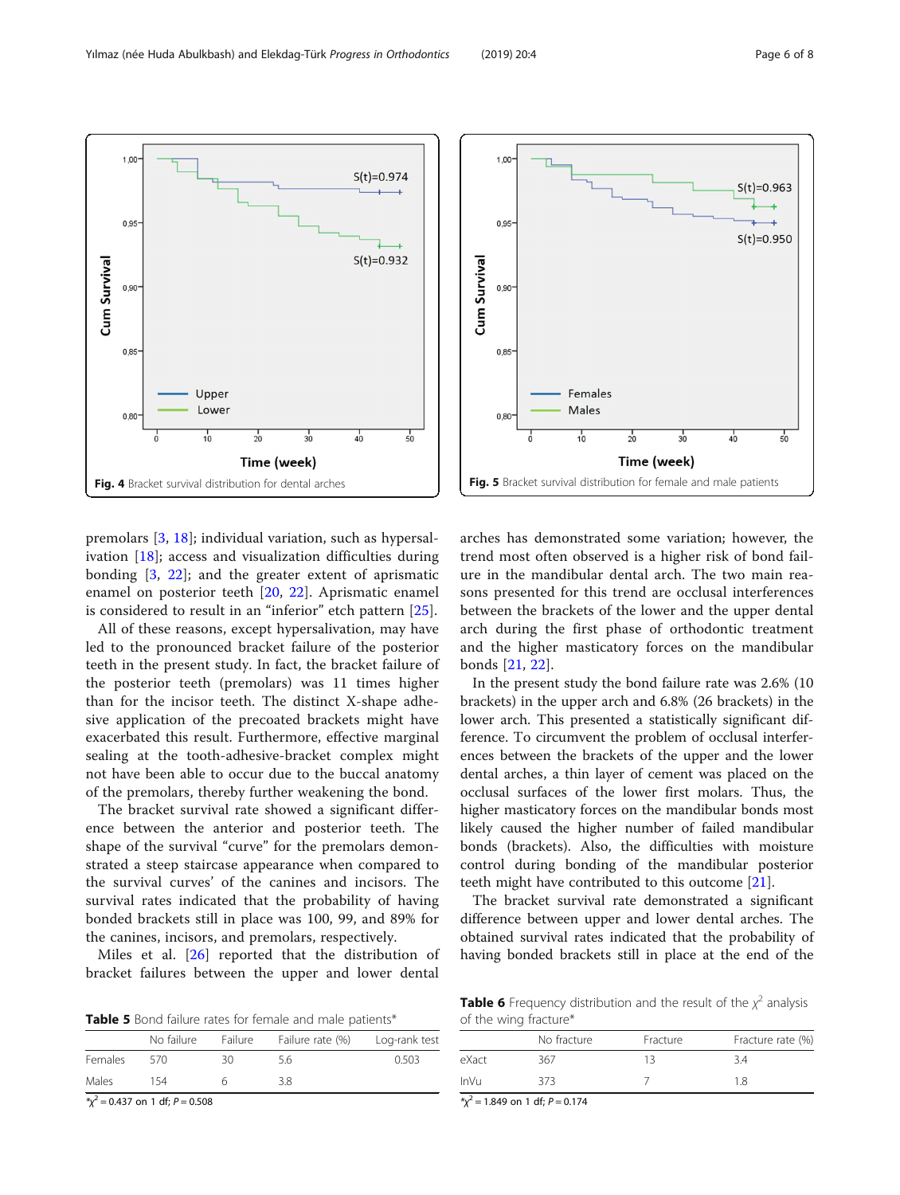Fig. 4 Bracket survival distribution for dental arches

Fig. 5 Bracket survival distribution for female and male patients

premolars [3, 18]; individual variation, such as hypersalivation [18]; access and visualization difficulties during bonding [3, 22]; and the greater extent of aprismatic enamel on posterior teeth [20, 22]. Aprismatic enamel is considered to result in an "inferior" etch pattern [25].

All of these reasons, except hypersalivation, may have led to the pronounced bracket failure of the posterior teeth in the present study. In fact, the bracket failure of the posterior teeth (premolars) was 11 times higher than for the incisor teeth. The distinct X-shape adhesive application of the precoated brackets might have exacerbated this result. Furthermore, effective marginal sealing at the tooth-adhesive-bracket complex might not have been able to occur due to the buccal anatomy of the premolars, thereby further weakening the bond.

The bracket survival rate showed a significant difference between the anterior and posterior teeth. The shape of the survival "curve" for the premolars demonstrated a steep staircase appearance when compared to the survival curves' of the canines and incisors. The survival rates indicated that the probability of having bonded brackets still in place was 100, 99, and 89% for the canines, incisors, and premolars, respectively.

Miles et al. [26] reported that the distribution of bracket failures between the upper and lower dental arches has demonstrated some variation; however, the trend most often observed is a higher risk of bond failure in the mandibular dental arch. The two main reasons presented for this trend are occlusal interferences between the brackets of the lower and the upper dental arch during the first phase of orthodontic treatment and the higher masticatory forces on the mandibular bonds [21, 22].

In the present study the bond failure rate was 2.6% (10 brackets) in the upper arch and 6.8% (26 brackets) in the lower arch. This presented a statistically significant difference. To circumvent the problem of occlusal interferences between the brackets of the upper and the lower dental arches, a thin layer of cement was placed on the occlusal surfaces of the lower first molars. Thus, the higher masticatory forces on the mandibular bonds most likely caused the higher number of failed mandibular bonds (brackets). Also, the difficulties with moisture control during bonding of the mandibular posterior teeth might have contributed to this outcome [21].

The bracket survival rate demonstrated a significant difference between upper and lower dental arches. The obtained survival rates indicated that the probability of having bonded brackets still in place at the end of the

**Table 5** Bond failure rates for female and male patients*

| | No failure | Failure | Failure rate (%) | Log-rank test |
|---|---|---|---|---|
| Females | 570 | 30 | 5.6 | 0.503 |
| Males | 154 | 6 | 3.8 | |

*$\chi^2$ = 0.437 on 1 df; $P$ = 0.508

**Table 6** Frequency distribution and the result of the $\chi^2$ analysis of the wing fracture*

| | No fracture | Fracture | Fracture rate (%) |
|---|---|---|---|
| eXact | 367 | 13 | 3.4 |
| InVu | 373 | 7 | 1.8 |

*$\chi^2$ = 1.849 on 1 df; $P$ = 0.174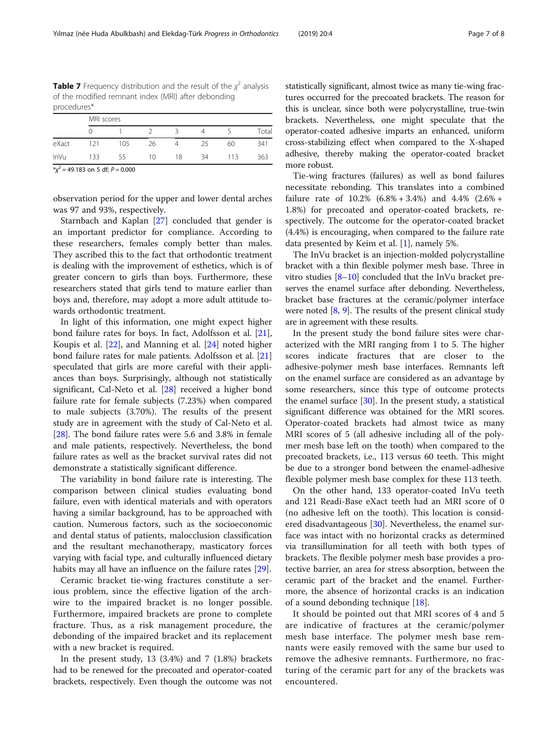**Table 7** Frequency distribution and the result of the $\chi^2$ analysis of the modified remnant index (MRI) after debonding procedures*

| | MRI scores | | | | | | |
|---|---|---|---|---|---|---|---|
| | 0 | 1 | 2 | 3 | 4 | 5 | Total |
| eXact | 121 | 105 | 26 | 4 | 25 | 60 | 341 |
| InVu | 133 | 55 | 10 | 18 | 34 | 113 | 363 |

*$\chi^2 = 49.183$ on 5 df; $P = 0.000$

observation period for the upper and lower dental arches was 97 and 93%, respectively.

Starnbach and Kaplan [27] concluded that gender is an important predictor for compliance. According to these researchers, females comply better than males. They ascribed this to the fact that orthodontic treatment is dealing with the improvement of esthetics, which is of greater concern to girls than boys. Furthermore, these researchers stated that girls tend to mature earlier than boys and, therefore, may adopt a more adult attitude towards orthodontic treatment.

In light of this information, one might expect higher bond failure rates for boys. In fact, Adolfsson et al. [21], Koupis et al. [22], and Manning et al. [24] noted higher bond failure rates for male patients. Adolfsson et al. [21] speculated that girls are more careful with their appliances than boys. Surprisingly, although not statistically significant, Cal-Neto et al. [28] received a higher bond failure rate for female subjects (7.23%) when compared to male subjects (3.70%). The results of the present study are in agreement with the study of Cal-Neto et al. [28]. The bond failure rates were 5.6 and 3.8% in female and male patients, respectively. Nevertheless, the bond failure rates as well as the bracket survival rates did not demonstrate a statistically significant difference.

The variability in bond failure rate is interesting. The comparison between clinical studies evaluating bond failure, even with identical materials and with operators having a similar background, has to be approached with caution. Numerous factors, such as the socioeconomic and dental status of patients, malocclusion classification and the resultant mechanotherapy, masticatory forces varying with facial type, and culturally influenced dietary habits may all have an influence on the failure rates [29].

Ceramic bracket tie-wing fractures constitute a serious problem, since the effective ligation of the archwire to the impaired bracket is no longer possible. Furthermore, impaired brackets are prone to complete fracture. Thus, as a risk management procedure, the debonding of the impaired bracket and its replacement with a new bracket is required.

In the present study, 13 (3.4%) and 7 (1.8%) brackets had to be renewed for the precoated and operator-coated brackets, respectively. Even though the outcome was not statistically significant, almost twice as many tie-wing fractures occurred for the precoated brackets. The reason for this is unclear, since both were polycrystalline, true-twin brackets. Nevertheless, one might speculate that the operator-coated adhesive imparts an enhanced, uniform cross-stabilizing effect when compared to the X-shaped adhesive, thereby making the operator-coated bracket more robust.

Tie-wing fractures (failures) as well as bond failures necessitate rebonding. This translates into a combined failure rate of 10.2% (6.8% + 3.4%) and 4.4% (2.6% + 1.8%) for precoated and operator-coated brackets, respectively. The outcome for the operator-coated bracket (4.4%) is encouraging, when compared to the failure rate data presented by Keim et al. [1], namely 5%.

The InVu bracket is an injection-molded polycrystalline bracket with a thin flexible polymer mesh base. Three in vitro studies [8–10] concluded that the InVu bracket preserves the enamel surface after debonding. Nevertheless, bracket base fractures at the ceramic/polymer interface were noted [8, 9]. The results of the present clinical study are in agreement with these results.

In the present study the bond failure sites were characterized with the MRI ranging from 1 to 5. The higher scores indicate fractures that are closer to the adhesive-polymer mesh base interfaces. Remnants left on the enamel surface are considered as an advantage by some researchers, since this type of outcome protects the enamel surface [30]. In the present study, a statistical significant difference was obtained for the MRI scores. Operator-coated brackets had almost twice as many MRI scores of 5 (all adhesive including all of the polymer mesh base left on the tooth) when compared to the precoated brackets, i.e., 113 versus 60 teeth. This might be due to a stronger bond between the enamel-adhesive flexible polymer mesh base complex for these 113 teeth.

On the other hand, 133 operator-coated InVu teeth and 121 Readi-Base eXact teeth had an MRI score of 0 (no adhesive left on the tooth). This location is considered disadvantageous [30]. Nevertheless, the enamel surface was intact with no horizontal cracks as determined via transillumination for all teeth with both types of brackets. The flexible polymer mesh base provides a protective barrier, an area for stress absorption, between the ceramic part of the bracket and the enamel. Furthermore, the absence of horizontal cracks is an indication of a sound debonding technique [18].

It should be pointed out that MRI scores of 4 and 5 are indicative of fractures at the ceramic/polymer mesh base interface. The polymer mesh base remnants were easily removed with the same bur used to remove the adhesive remnants. Furthermore, no fracturing of the ceramic part for any of the brackets was encountered.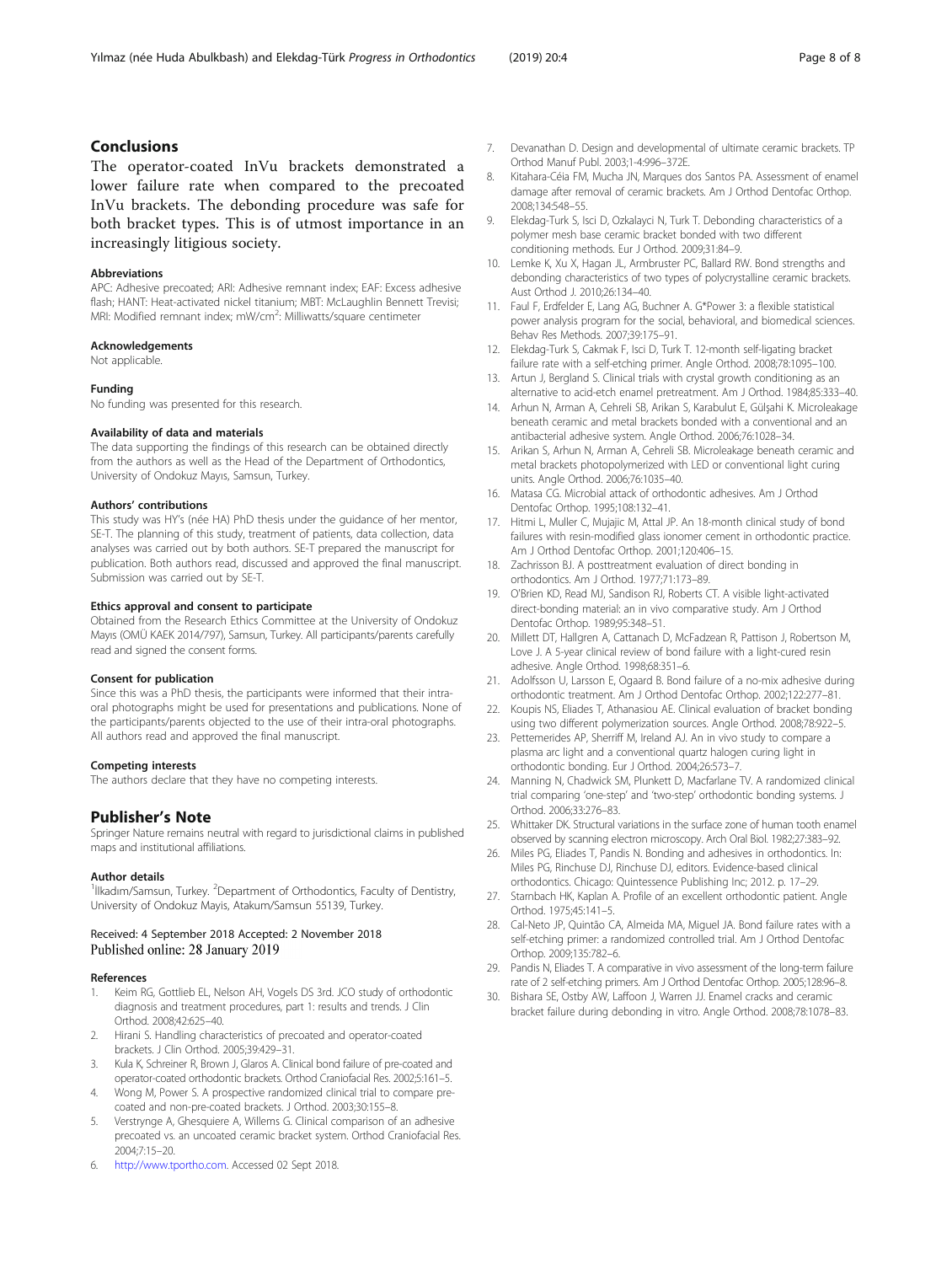## Conclusions

The operator-coated InVu brackets demonstrated a lower failure rate when compared to the precoated InVu brackets. The debonding procedure was safe for both bracket types. This is of utmost importance in an increasingly litigious society.

#### Abbreviations

APC: Adhesive precoated; ARI: Adhesive remnant index; EAF: Excess adhesive flash; HANT: Heat-activated nickel titanium; MBT: McLaughlin Bennett Trevisi; MRI: Modified remnant index; mW/cm$^2$: Milliwatts/square centimeter

#### Acknowledgements

Not applicable.

#### Funding

No funding was presented for this research.

#### Availability of data and materials

The data supporting the findings of this research can be obtained directly from the authors as well as the Head of the Department of Orthodontics, University of Ondokuz Mayıs, Samsun, Turkey.

#### Authors' contributions

This study was HY's (née HA) PhD thesis under the guidance of her mentor, SE-T. The planning of this study, treatment of patients, data collection, data analyses was carried out by both authors. SE-T prepared the manuscript for publication. Both authors read, discussed and approved the final manuscript. Submission was carried out by SE-T.

#### Ethics approval and consent to participate

Obtained from the Research Ethics Committee at the University of Ondokuz Mayıs (OMÜ KAEK 2014/797), Samsun, Turkey. All participants/parents carefully read and signed the consent forms.

#### Consent for publication

Since this was a PhD thesis, the participants were informed that their intra-oral photographs might be used for presentations and publications. None of the participants/parents objected to the use of their intra-oral photographs. All authors read and approved the final manuscript.

#### Competing interests

The authors declare that they have no competing interests.

## Publisher's Note

Springer Nature remains neutral with regard to jurisdictional claims in published maps and institutional affiliations.

#### Author details

[1]İlkadım/Samsun, Turkey. [2]Department of Orthodontics, Faculty of Dentistry, University of Ondokuz Mayis, Atakum/Samsun 55139, Turkey.

Received: 4 September 2018 Accepted: 2 November 2018
Published online: 28 January 2019

#### References

1. Keim RG, Gottlieb EL, Nelson AH, Vogels DS 3rd. JCO study of orthodontic diagnosis and treatment procedures, part 1: results and trends. J Clin Orthod. 2008;42:625–40.
2. Hirani S. Handling characteristics of precoated and operator-coated brackets. J Clin Orthod. 2005;39:429–31.
3. Kula K, Schreiner R, Brown J, Glaros A. Clinical bond failure of pre-coated and operator-coated orthodontic brackets. Orthod Craniofacial Res. 2002;5:161–5.
4. Wong M, Power S. A prospective randomized clinical trial to compare pre-coated and non-pre-coated brackets. J Orthod. 2003;30:155–8.
5. Verstrynge A, Ghesquiere A, Willems G. Clinical comparison of an adhesive precoated vs. an uncoated ceramic bracket system. Orthod Craniofacial Res. 2004;7:15–20.
6. http://www.tportho.com. Accessed 02 Sept 2018.
7. Devanathan D. Design and developmental of ultimate ceramic brackets. TP Orthod Manuf Publ. 2003;1-4:996–372E.
8. Kitahara-Céia FM, Mucha JN, Marques dos Santos PA. Assessment of enamel damage after removal of ceramic brackets. Am J Orthod Dentofac Orthop. 2008;134:548–55.
9. Elekdag-Turk S, Isci D, Ozkalayci N, Turk T. Debonding characteristics of a polymer mesh base ceramic bracket bonded with two different conditioning methods. Eur J Orthod. 2009;31:84–9.
10. Lemke K, Xu X, Hagan JL, Armbruster PC, Ballard RW. Bond strengths and debonding characteristics of two types of polycrystalline ceramic brackets. Aust Orthod J. 2010;26:134–40.
11. Faul F, Erdfelder E, Lang AG, Buchner A. G*Power 3: a flexible statistical power analysis program for the social, behavioral, and biomedical sciences. Behav Res Methods. 2007;39:175–91.
12. Elekdag-Turk S, Cakmak F, Isci D, Turk T. 12-month self-ligating bracket failure rate with a self-etching primer. Angle Orthod. 2008;78:1095–100.
13. Artun J, Bergland S. Clinical trials with crystal growth conditioning as an alternative to acid-etch enamel pretreatment. Am J Orthod. 1984;85:333–40.
14. Arhun N, Arman A, Cehreli SB, Arikan S, Karabulut E, Gülşahi K. Microleakage beneath ceramic and metal brackets bonded with a conventional and an antibacterial adhesive system. Angle Orthod. 2006;76:1028–34.
15. Arikan S, Arhun N, Arman A, Cehreli SB. Microleakage beneath ceramic and metal brackets photopolymerized with LED or conventional light curing units. Angle Orthod. 2006;76:1035–40.
16. Matasa CG. Microbial attack of orthodontic adhesives. Am J Orthod Dentofac Orthop. 1995;108:132–41.
17. Hitmi L, Muller C, Mujajic M, Attal JP. An 18-month clinical study of bond failures with resin-modified glass ionomer cement in orthodontic practice. Am J Orthod Dentofac Orthop. 2001;120:406–15.
18. Zachrisson BJ. A posttreatment evaluation of direct bonding in orthodontics. Am J Orthod. 1977;71:173–89.
19. O'Brien KD, Read MJ, Sandison RJ, Roberts CT. A visible light-activated direct-bonding material: an in vivo comparative study. Am J Orthod Dentofac Orthop. 1989;95:348–51.
20. Millett DT, Hallgren A, Cattanach D, McFadzean R, Pattison J, Robertson M, Love J. A 5-year clinical review of bond failure with a light-cured resin adhesive. Angle Orthod. 1998;68:351–6.
21. Adolfsson U, Larsson E, Ogaard B. Bond failure of a no-mix adhesive during orthodontic treatment. Am J Orthod Dentofac Orthop. 2002;122:277–81.
22. Koupis NS, Eliades T, Athanasiou AE. Clinical evaluation of bracket bonding using two different polymerization sources. Angle Orthod. 2008;78:922–5.
23. Pettemerides AP, Sherriff M, Ireland AJ. An in vivo study to compare a plasma arc light and a conventional quartz halogen curing light in orthodontic bonding. Eur J Orthod. 2004;26:573–7.
24. Manning N, Chadwick SM, Plunkett D, Macfarlane TV. A randomized clinical trial comparing 'one-step' and 'two-step' orthodontic bonding systems. J Orthod. 2006;33:276–83.
25. Whittaker DK. Structural variations in the surface zone of human tooth enamel observed by scanning electron microscopy. Arch Oral Biol. 1982;27:383–92.
26. Miles PG, Eliades T, Pandis N. Bonding and adhesives in orthodontics. In: Miles PG, Rinchuse DJ, Rinchuse DJ, editors. Evidence-based clinical orthodontics. Chicago: Quintessence Publishing Inc; 2012. p. 17–29.
27. Stambach HK, Kaplan A. Profile of an excellent orthodontic patient. Angle Orthod. 1975;45:141–5.
28. Cal-Neto JP, Quintão CA, Almeida MA, Miguel JA. Bond failure rates with a self-etching primer: a randomized controlled trial. Am J Orthod Dentofac Orthop. 2009;135:782–6.
29. Pandis N, Eliades T. A comparative in vivo assessment of the long-term failure rate of 2 self-etching primers. Am J Orthod Dentofac Orthop. 2005;128:96–8.
30. Bishara SE, Ostby AW, Laffoon J, Warren JJ. Enamel cracks and ceramic bracket failure during debonding in vitro. Angle Orthod. 2008;78:1078–83.